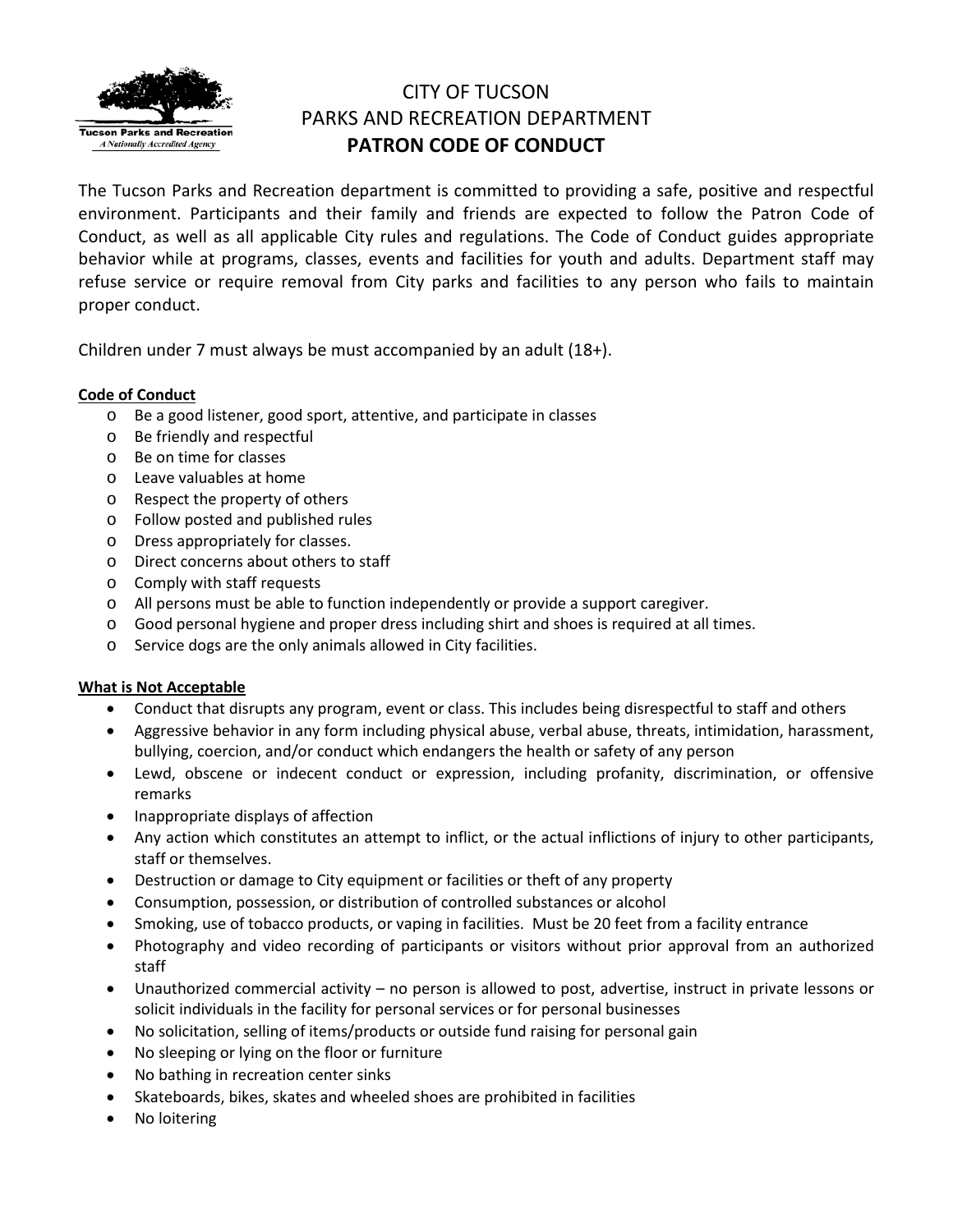# CITY OF TUCSON
# PARKS AND RECREATION DEPARTMENT
# PATRON CODE OF CONDUCT

The Tucson Parks and Recreation department is committed to providing a safe, positive and respectful environment. Participants and their family and friends are expected to follow the Patron Code of Conduct, as well as all applicable City rules and regulations. The Code of Conduct guides appropriate behavior while at programs, classes, events and facilities for youth and adults. Department staff may refuse service or require removal from City parks and facilities to any person who fails to maintain proper conduct.

Children under 7 must always be must accompanied by an adult (18+).

## Code of Conduct

- Be a good listener, good sport, attentive, and participate in classes
- Be friendly and respectful
- Be on time for classes
- Leave valuables at home
- Respect the property of others
- Follow posted and published rules
- Dress appropriately for classes.
- Direct concerns about others to staff
- Comply with staff requests
- All persons must be able to function independently or provide a support caregiver.
- Good personal hygiene and proper dress including shirt and shoes is required at all times.
- Service dogs are the only animals allowed in City facilities.

## What is Not Acceptable

- Conduct that disrupts any program, event or class. This includes being disrespectful to staff and others
- Aggressive behavior in any form including physical abuse, verbal abuse, threats, intimidation, harassment, bullying, coercion, and/or conduct which endangers the health or safety of any person
- Lewd, obscene or indecent conduct or expression, including profanity, discrimination, or offensive remarks
- Inappropriate displays of affection
- Any action which constitutes an attempt to inflict, or the actual inflictions of injury to other participants, staff or themselves.
- Destruction or damage to City equipment or facilities or theft of any property
- Consumption, possession, or distribution of controlled substances or alcohol
- Smoking, use of tobacco products, or vaping in facilities. Must be 20 feet from a facility entrance
- Photography and video recording of participants or visitors without prior approval from an authorized staff
- Unauthorized commercial activity – no person is allowed to post, advertise, instruct in private lessons or solicit individuals in the facility for personal services or for personal businesses
- No solicitation, selling of items/products or outside fund raising for personal gain
- No sleeping or lying on the floor or furniture
- No bathing in recreation center sinks
- Skateboards, bikes, skates and wheeled shoes are prohibited in facilities
- No loitering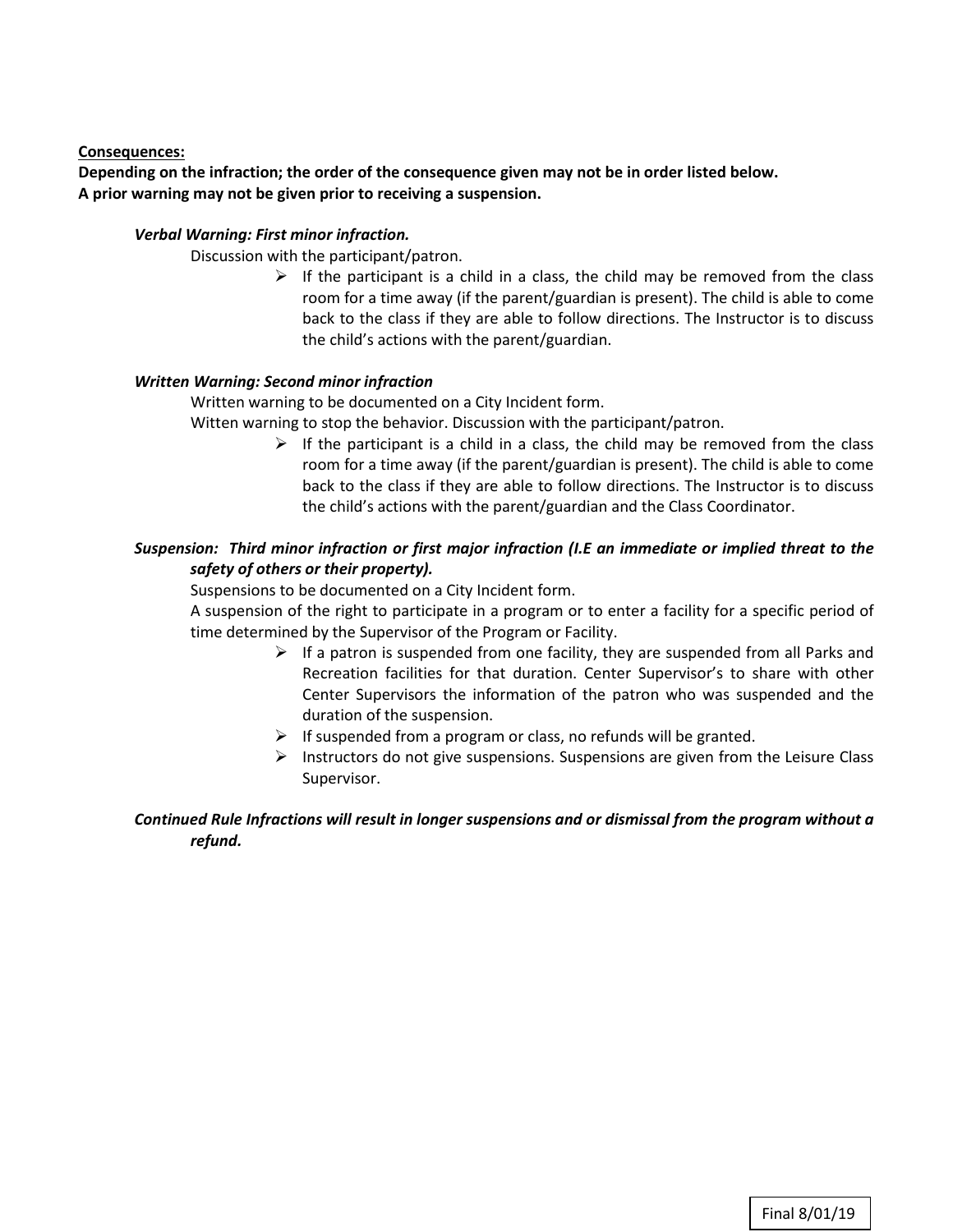**Consequences:**

**Depending on the infraction; the order of the consequence given may not be in order listed below.**
**A prior warning may not be given prior to receiving a suspension.**

***Verbal Warning: First minor infraction.***

Discussion with the participant/patron.

- If the participant is a child in a class, the child may be removed from the class room for a time away (if the parent/guardian is present). The child is able to come back to the class if they are able to follow directions. The Instructor is to discuss the child's actions with the parent/guardian.

***Written Warning: Second minor infraction***

Written warning to be documented on a City Incident form.

Witten warning to stop the behavior. Discussion with the participant/patron.

- If the participant is a child in a class, the child may be removed from the class room for a time away (if the parent/guardian is present). The child is able to come back to the class if they are able to follow directions. The Instructor is to discuss the child's actions with the parent/guardian and the Class Coordinator.

***Suspension: Third minor infraction or first major infraction (I.E an immediate or implied threat to the safety of others or their property).***

Suspensions to be documented on a City Incident form.

A suspension of the right to participate in a program or to enter a facility for a specific period of time determined by the Supervisor of the Program or Facility.

- If a patron is suspended from one facility, they are suspended from all Parks and Recreation facilities for that duration. Center Supervisor's to share with other Center Supervisors the information of the patron who was suspended and the duration of the suspension.
- If suspended from a program or class, no refunds will be granted.
- Instructors do not give suspensions. Suspensions are given from the Leisure Class Supervisor.

***Continued Rule Infractions will result in longer suspensions and or dismissal from the program without a refund.***

Final 8/01/19